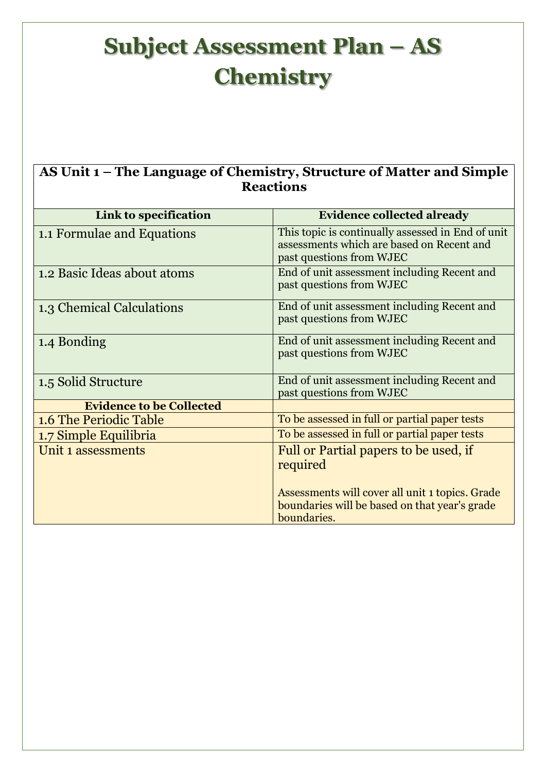# Subject Assessment Plan – AS Chemistry

| AS Unit 1 – The Language of Chemistry, Structure of Matter and Simple Reactions | |
|---|---|
| **Link to specification** | **Evidence collected already** |
| 1.1 Formulae and Equations | This topic is continually assessed in End of unit assessments which are based on Recent and past questions from WJEC |
| 1.2 Basic Ideas about atoms | End of unit assessment including Recent and past questions from WJEC |
| 1.3 Chemical Calculations | End of unit assessment including Recent and past questions from WJEC |
| 1.4 Bonding | End of unit assessment including Recent and past questions from WJEC |
| 1.5 Solid Structure | End of unit assessment including Recent and past questions from WJEC |
| **Evidence to be Collected** | |
| 1.6 The Periodic Table | To be assessed in full or partial paper tests |
| 1.7 Simple Equilibria | To be assessed in full or partial paper tests |
| Unit 1 assessments | Full or Partial papers to be used, if required<br><br>Assessments will cover all unit 1 topics. Grade boundaries will be based on that year's grade boundaries. |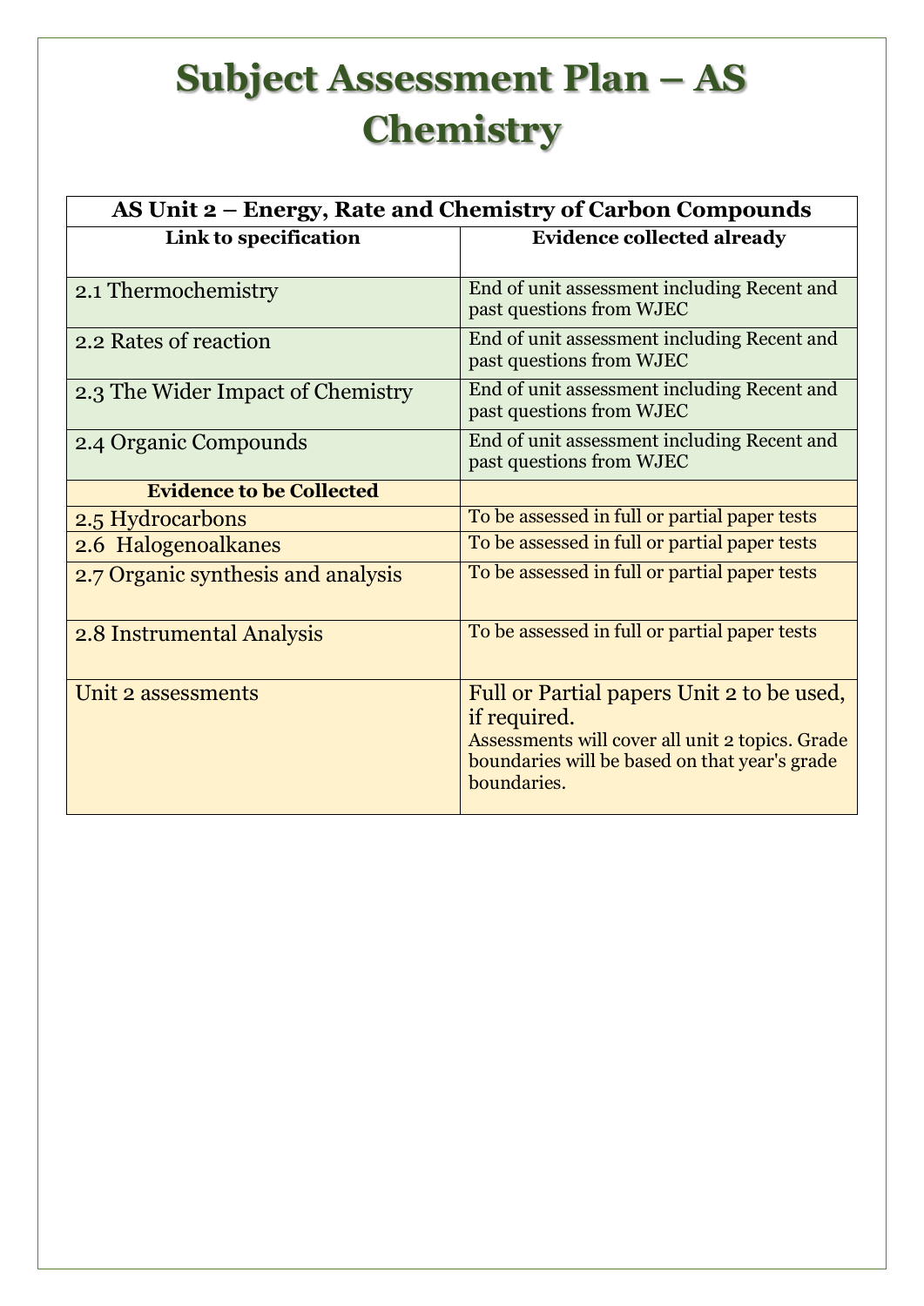# Subject Assessment Plan – AS Chemistry

| AS Unit 2 – Energy, Rate and Chemistry of Carbon Compounds | |
|---|---|
| **Link to specification** | **Evidence collected already** |
| 2.1 Thermochemistry | End of unit assessment including Recent and past questions from WJEC |
| 2.2 Rates of reaction | End of unit assessment including Recent and past questions from WJEC |
| 2.3 The Wider Impact of Chemistry | End of unit assessment including Recent and past questions from WJEC |
| 2.4 Organic Compounds | End of unit assessment including Recent and past questions from WJEC |
| **Evidence to be Collected** | |
| 2.5 Hydrocarbons | To be assessed in full or partial paper tests |
| 2.6 Halogenoalkanes | To be assessed in full or partial paper tests |
| 2.7 Organic synthesis and analysis | To be assessed in full or partial paper tests |
| 2.8 Instrumental Analysis | To be assessed in full or partial paper tests |
| Unit 2 assessments | Full or Partial papers Unit 2 to be used, if required. Assessments will cover all unit 2 topics. Grade boundaries will be based on that year's grade boundaries. |